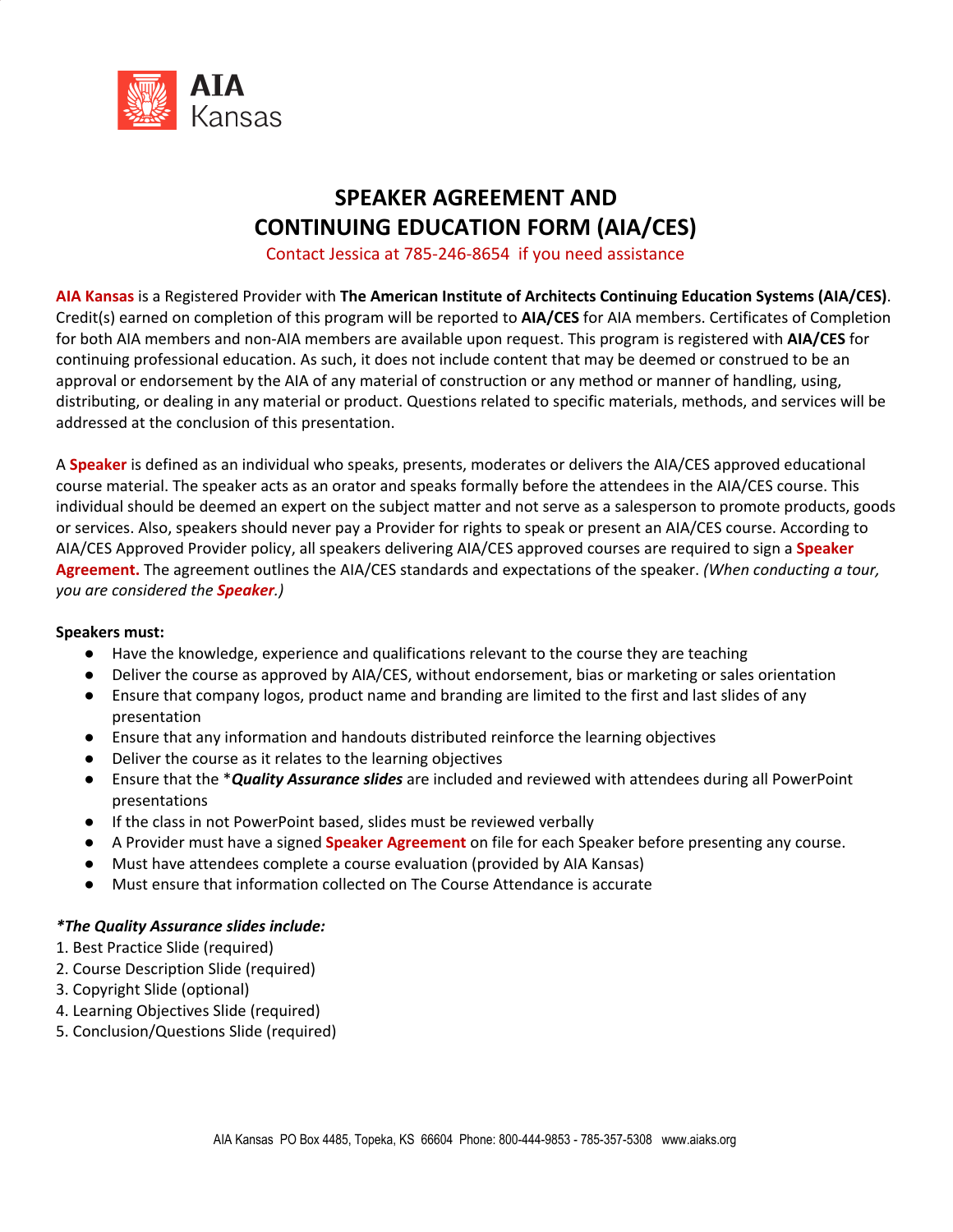AIA Kansas

# SPEAKER AGREEMENT AND CONTINUING EDUCATION FORM (AIA/CES)

Contact Jessica at 785-246-8654 if you need assistance

**AIA Kansas** is a Registered Provider with **The American Institute of Architects Continuing Education Systems (AIA/CES)**. Credit(s) earned on completion of this program will be reported to **AIA/CES** for AIA members. Certificates of Completion for both AIA members and non-AIA members are available upon request. This program is registered with **AIA/CES** for continuing professional education. As such, it does not include content that may be deemed or construed to be an approval or endorsement by the AIA of any material of construction or any method or manner of handling, using, distributing, or dealing in any material or product. Questions related to specific materials, methods, and services will be addressed at the conclusion of this presentation.

A **Speaker** is defined as an individual who speaks, presents, moderates or delivers the AIA/CES approved educational course material. The speaker acts as an orator and speaks formally before the attendees in the AIA/CES course. This individual should be deemed an expert on the subject matter and not serve as a salesperson to promote products, goods or services. Also, speakers should never pay a Provider for rights to speak or present an AIA/CES course. According to AIA/CES Approved Provider policy, all speakers delivering AIA/CES approved courses are required to sign a **Speaker Agreement.** The agreement outlines the AIA/CES standards and expectations of the speaker. *(When conducting a tour, you are considered the **Speaker**.)*

**Speakers must:**

- Have the knowledge, experience and qualifications relevant to the course they are teaching
- Deliver the course as approved by AIA/CES, without endorsement, bias or marketing or sales orientation
- Ensure that company logos, product name and branding are limited to the first and last slides of any presentation
- Ensure that any information and handouts distributed reinforce the learning objectives
- Deliver the course as it relates to the learning objectives
- Ensure that the \****Quality Assurance slides*** are included and reviewed with attendees during all PowerPoint presentations
- If the class in not PowerPoint based, slides must be reviewed verbally
- A Provider must have a signed **Speaker Agreement** on file for each Speaker before presenting any course.
- Must have attendees complete a course evaluation (provided by AIA Kansas)
- Must ensure that information collected on The Course Attendance is accurate

***\*The Quality Assurance slides include:***

1. Best Practice Slide (required)
2. Course Description Slide (required)
3. Copyright Slide (optional)
4. Learning Objectives Slide (required)
5. Conclusion/Questions Slide (required)

AIA Kansas PO Box 4485, Topeka, KS 66604 Phone: 800-444-9853 - 785-357-5308 www.aiaks.org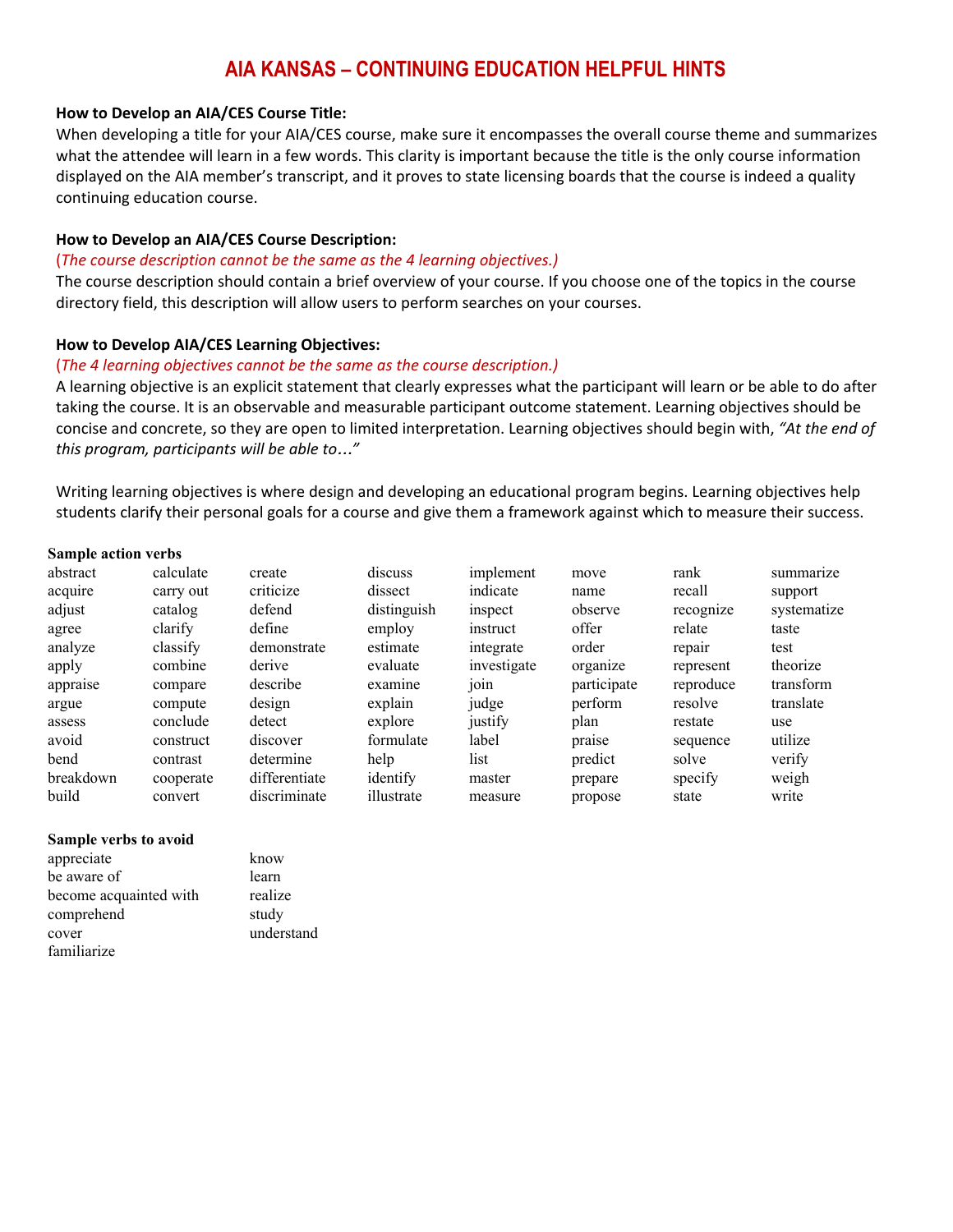# AIA KANSAS – CONTINUING EDUCATION HELPFUL HINTS

**How to Develop an AIA/CES Course Title:**

When developing a title for your AIA/CES course, make sure it encompasses the overall course theme and summarizes what the attendee will learn in a few words. This clarity is important because the title is the only course information displayed on the AIA member's transcript, and it proves to state licensing boards that the course is indeed a quality continuing education course.

**How to Develop an AIA/CES Course Description:**

(*The course description cannot be the same as the 4 learning objectives.)*

The course description should contain a brief overview of your course. If you choose one of the topics in the course directory field, this description will allow users to perform searches on your courses.

**How to Develop AIA/CES Learning Objectives:**

(*The 4 learning objectives cannot be the same as the course description.)*

A learning objective is an explicit statement that clearly expresses what the participant will learn or be able to do after taking the course. It is an observable and measurable participant outcome statement. Learning objectives should be concise and concrete, so they are open to limited interpretation. Learning objectives should begin with, *"At the end of this program, participants will be able to…"*

Writing learning objectives is where design and developing an educational program begins. Learning objectives help students clarify their personal goals for a course and give them a framework against which to measure their success.

**Sample action verbs**

| | | | | | | | |
|---|---|---|---|---|---|---|---|
| abstract | calculate | create | discuss | implement | move | rank | summarize |
| acquire | carry out | criticize | dissect | indicate | name | recall | support |
| adjust | catalog | defend | distinguish | inspect | observe | recognize | systematize |
| agree | clarify | define | employ | instruct | offer | relate | taste |
| analyze | classify | demonstrate | estimate | integrate | order | repair | test |
| apply | combine | derive | evaluate | investigate | organize | represent | theorize |
| appraise | compare | describe | examine | join | participate | reproduce | transform |
| argue | compute | design | explain | judge | perform | resolve | translate |
| assess | conclude | detect | explore | justify | plan | restate | use |
| avoid | construct | discover | formulate | label | praise | sequence | utilize |
| bend | contrast | determine | help | list | predict | solve | verify |
| breakdown | cooperate | differentiate | identify | master | prepare | specify | weigh |
| build | convert | discriminate | illustrate | measure | propose | state | write |

**Sample verbs to avoid**

| | |
|---|---|
| appreciate | know |
| be aware of | learn |
| become acquainted with | realize |
| comprehend | study |
| cover | understand |
| familiarize | |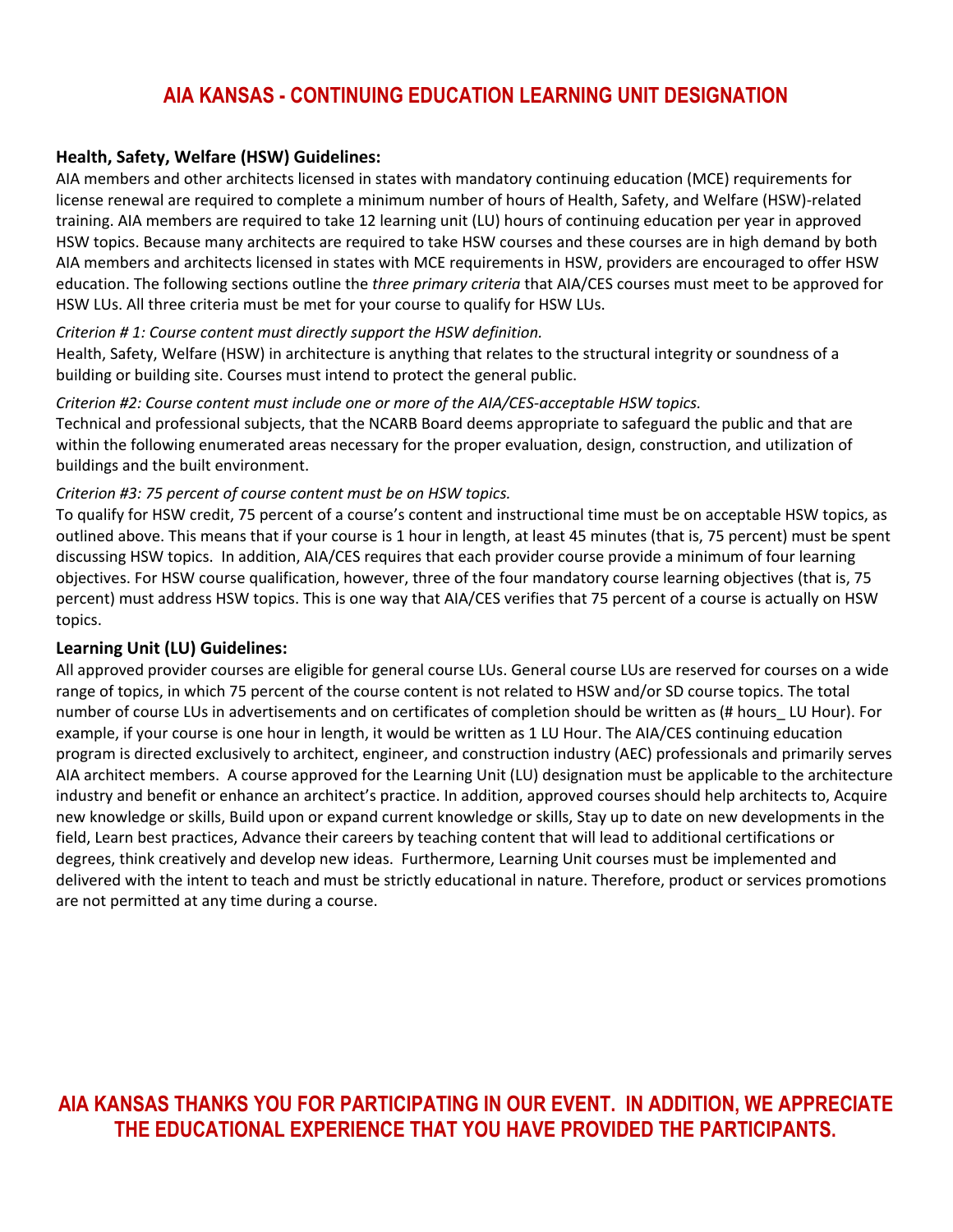# AIA KANSAS - CONTINUING EDUCATION LEARNING UNIT DESIGNATION

**Health, Safety, Welfare (HSW) Guidelines:**

AIA members and other architects licensed in states with mandatory continuing education (MCE) requirements for license renewal are required to complete a minimum number of hours of Health, Safety, and Welfare (HSW)-related training. AIA members are required to take 12 learning unit (LU) hours of continuing education per year in approved HSW topics. Because many architects are required to take HSW courses and these courses are in high demand by both AIA members and architects licensed in states with MCE requirements in HSW, providers are encouraged to offer HSW education. The following sections outline the *three primary criteria* that AIA/CES courses must meet to be approved for HSW LUs. All three criteria must be met for your course to qualify for HSW LUs.

*Criterion # 1: Course content must directly support the HSW definition.*

Health, Safety, Welfare (HSW) in architecture is anything that relates to the structural integrity or soundness of a building or building site. Courses must intend to protect the general public.

*Criterion #2: Course content must include one or more of the AIA/CES-acceptable HSW topics.*

Technical and professional subjects, that the NCARB Board deems appropriate to safeguard the public and that are within the following enumerated areas necessary for the proper evaluation, design, construction, and utilization of buildings and the built environment.

*Criterion #3: 75 percent of course content must be on HSW topics.*

To qualify for HSW credit, 75 percent of a course's content and instructional time must be on acceptable HSW topics, as outlined above. This means that if your course is 1 hour in length, at least 45 minutes (that is, 75 percent) must be spent discussing HSW topics. In addition, AIA/CES requires that each provider course provide a minimum of four learning objectives. For HSW course qualification, however, three of the four mandatory course learning objectives (that is, 75 percent) must address HSW topics. This is one way that AIA/CES verifies that 75 percent of a course is actually on HSW topics.

**Learning Unit (LU) Guidelines:**

All approved provider courses are eligible for general course LUs. General course LUs are reserved for courses on a wide range of topics, in which 75 percent of the course content is not related to HSW and/or SD course topics. The total number of course LUs in advertisements and on certificates of completion should be written as (# hours_ LU Hour). For example, if your course is one hour in length, it would be written as 1 LU Hour. The AIA/CES continuing education program is directed exclusively to architect, engineer, and construction industry (AEC) professionals and primarily serves AIA architect members. A course approved for the Learning Unit (LU) designation must be applicable to the architecture industry and benefit or enhance an architect's practice. In addition, approved courses should help architects to, Acquire new knowledge or skills, Build upon or expand current knowledge or skills, Stay up to date on new developments in the field, Learn best practices, Advance their careers by teaching content that will lead to additional certifications or degrees, think creatively and develop new ideas. Furthermore, Learning Unit courses must be implemented and delivered with the intent to teach and must be strictly educational in nature. Therefore, product or services promotions are not permitted at any time during a course.

**AIA KANSAS THANKS YOU FOR PARTICIPATING IN OUR EVENT. IN ADDITION, WE APPRECIATE THE EDUCATIONAL EXPERIENCE THAT YOU HAVE PROVIDED THE PARTICIPANTS.**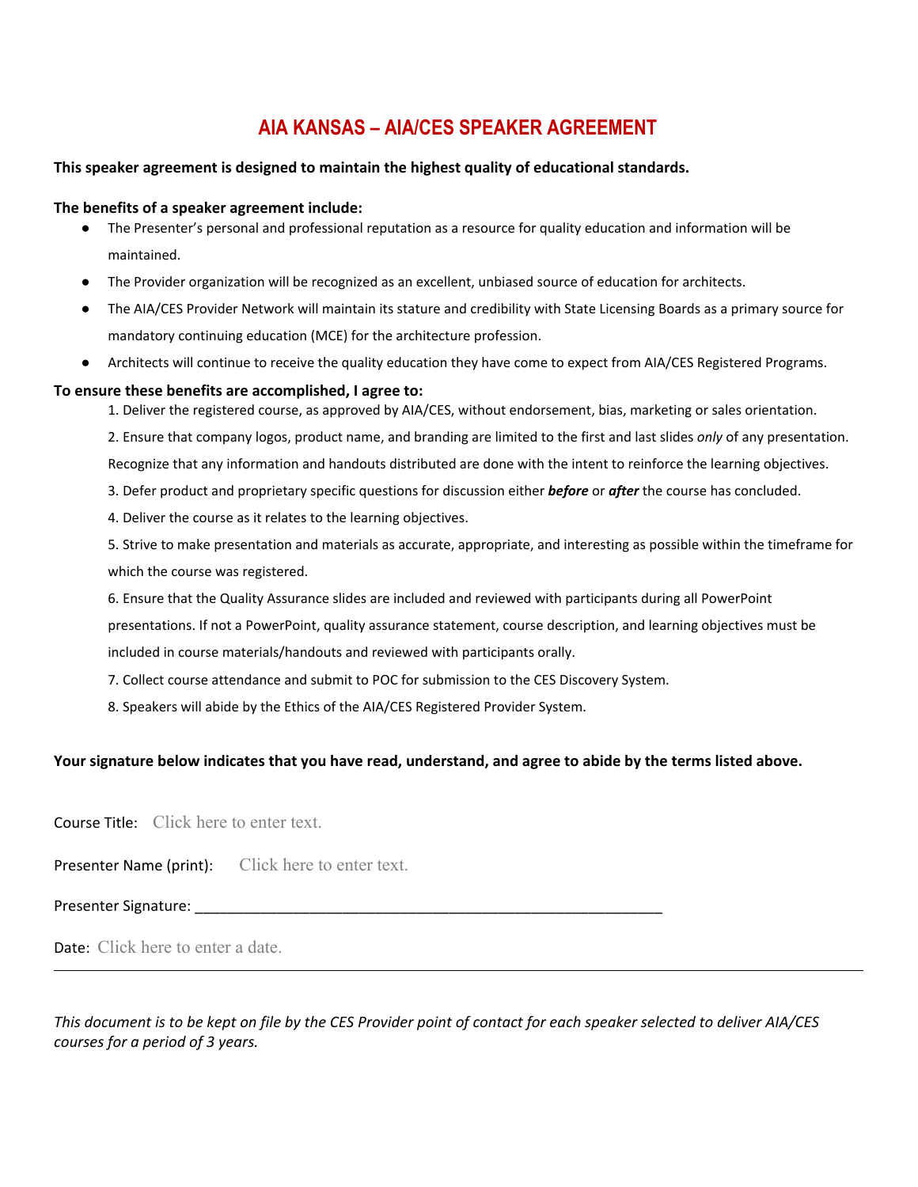# AIA KANSAS – AIA/CES SPEAKER AGREEMENT

**This speaker agreement is designed to maintain the highest quality of educational standards.**

**The benefits of a speaker agreement include:**

- The Presenter's personal and professional reputation as a resource for quality education and information will be maintained.
- The Provider organization will be recognized as an excellent, unbiased source of education for architects.
- The AIA/CES Provider Network will maintain its stature and credibility with State Licensing Boards as a primary source for mandatory continuing education (MCE) for the architecture profession.
- Architects will continue to receive the quality education they have come to expect from AIA/CES Registered Programs.

**To ensure these benefits are accomplished, I agree to:**

1. Deliver the registered course, as approved by AIA/CES, without endorsement, bias, marketing or sales orientation.
2. Ensure that company logos, product name, and branding are limited to the first and last slides *only* of any presentation. Recognize that any information and handouts distributed are done with the intent to reinforce the learning objectives.
3. Defer product and proprietary specific questions for discussion either ***before*** or ***after*** the course has concluded.
4. Deliver the course as it relates to the learning objectives.
5. Strive to make presentation and materials as accurate, appropriate, and interesting as possible within the timeframe for which the course was registered.
6. Ensure that the Quality Assurance slides are included and reviewed with participants during all PowerPoint presentations. If not a PowerPoint, quality assurance statement, course description, and learning objectives must be included in course materials/handouts and reviewed with participants orally.
7. Collect course attendance and submit to POC for submission to the CES Discovery System.
8. Speakers will abide by the Ethics of the AIA/CES Registered Provider System.

**Your signature below indicates that you have read, understand, and agree to abide by the terms listed above.**

Course Title: Click here to enter text.

Presenter Name (print): Click here to enter text.

Presenter Signature: ___________________________________________________________

Date: Click here to enter a date.

---

*This document is to be kept on file by the CES Provider point of contact for each speaker selected to deliver AIA/CES courses for a period of 3 years.*